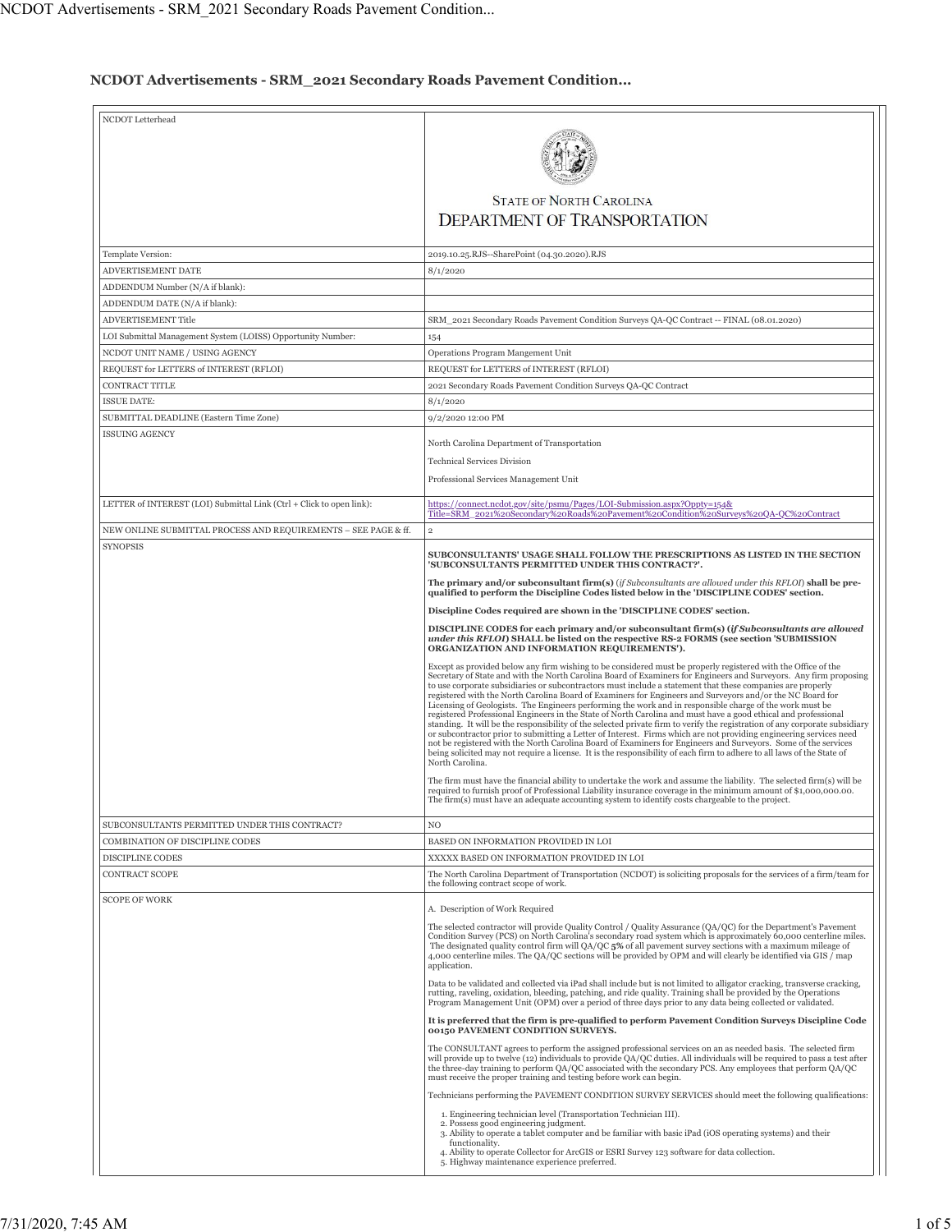# NCDOT Advertisements - SRM_2021 Secondary Roads Pavement Condition...

| NCDOT Letterhead | STATE OF NORTH CAROLINA<br>DEPARTMENT OF TRANSPORTATION |
|---|---|
| Template Version: | 2019.10.25.RJS--SharePoint (04.30.2020).RJS |
| ADVERTISEMENT DATE | 8/1/2020 |
| ADDENDUM Number (N/A if blank): | |
| ADDENDUM DATE (N/A if blank): | |
| ADVERTISEMENT Title | SRM_2021 Secondary Roads Pavement Condition Surveys QA-QC Contract -- FINAL (08.01.2020) |
| LOI Submittal Management System (LOISS) Opportunity Number: | 154 |
| NCDOT UNIT NAME / USING AGENCY | Operations Program Mangement Unit |
| REQUEST for LETTERS of INTEREST (RFLOI) | REQUEST for LETTERS of INTEREST (RFLOI) |
| CONTRACT TITLE | 2021 Secondary Roads Pavement Condition Surveys QA-QC Contract |
| ISSUE DATE: | 8/1/2020 |
| SUBMITTAL DEADLINE (Eastern Time Zone) | 9/2/2020 12:00 PM |
| ISSUING AGENCY | North Carolina Department of Transportation<br><br>Technical Services Division<br><br>Professional Services Management Unit |
| LETTER of INTEREST (LOI) Submittal Link (Ctrl + Click to open link): | https://connect.ncdot.gov/site/psmu/Pages/LOI-Submission.aspx?Oppty=154&Title=SRM_2021%20Secondary%20Roads%20Pavement%20Condition%20Surveys%20QA-QC%20Contract |
| NEW ONLINE SUBMITTAL PROCESS AND REQUIREMENTS – SEE PAGE & ff. | 2 |
| SYNOPSIS | **SUBCONSULTANTS' USAGE SHALL FOLLOW THE PRESCRIPTIONS AS LISTED IN THE SECTION 'SUBCONSULTANTS PERMITTED UNDER THIS CONTRACT?'.**<br><br>**The primary and/or subconsultant firm(s)** (*if Subconsultants are allowed under this RFLOI*) **shall be pre-qualified to perform the Discipline Codes listed below in the 'DISCIPLINE CODES' section.**<br><br>**Discipline Codes required are shown in the 'DISCIPLINE CODES' section.**<br><br>**DISCIPLINE CODES for each primary and/or subconsultant firm(s) (*if Subconsultants are allowed under this RFLOI*) SHALL be listed on the respective RS-2 FORMS (see section 'SUBMISSION ORGANIZATION AND INFORMATION REQUIREMENTS').**<br><br>Except as provided below any firm wishing to be considered must be properly registered with the Office of the Secretary of State and with the North Carolina Board of Examiners for Engineers and Surveyors. Any firm proposing to use corporate subsidiaries or subcontractors must include a statement that these companies are properly registered with the North Carolina Board of Examiners for Engineers and Surveyors and/or the NC Board for Licensing of Geologists. The Engineers performing the work and in responsible charge of the work must be registered Professional Engineers in the State of North Carolina and must have a good ethical and professional standing. It will be the responsibility of the selected private firm to verify the registration of any corporate subsidiary or subcontractor prior to submitting a Letter of Interest. Firms which are not providing engineering services need not be registered with the North Carolina Board of Examiners for Engineers and Surveyors. Some of the services being solicited may not require a license. It is the responsibility of each firm to adhere to all laws of the State of North Carolina.<br><br>The firm must have the financial ability to undertake the work and assume the liability. The selected firm(s) will be required to furnish proof of Professional Liability insurance coverage in the minimum amount of $1,000,000.00. The firm(s) must have an adequate accounting system to identify costs chargeable to the project. |
| SUBCONSULTANTS PERMITTED UNDER THIS CONTRACT? | NO |
| COMBINATION OF DISCIPLINE CODES | BASED ON INFORMATION PROVIDED IN LOI |
| DISCIPLINE CODES | XXXXX BASED ON INFORMATION PROVIDED IN LOI |
| CONTRACT SCOPE | The North Carolina Department of Transportation (NCDOT) is soliciting proposals for the services of a firm/team for the following contract scope of work. |
| SCOPE OF WORK | A. Description of Work Required<br><br>The selected contractor will provide Quality Control / Quality Assurance (QA/QC) for the Department's Pavement Condition Survey (PCS) on North Carolina's secondary road system which is approximately 60,000 centerline miles. The designated quality control firm will QA/QC **5%** of all pavement survey sections with a maximum mileage of 4,000 centerline miles. The QA/QC sections will be provided by OPM and will clearly be identified via GIS / map application.<br><br>Data to be validated and collected via iPad shall include but is not limited to alligator cracking, transverse cracking, rutting, raveling, oxidation, bleeding, patching, and ride quality. Training shall be provided by the Operations Program Management Unit (OPM) over a period of three days prior to any data being collected or validated.<br><br>**It is preferred that the firm is pre-qualified to perform Pavement Condition Surveys Discipline Code 00150 PAVEMENT CONDITION SURVEYS.**<br><br>The CONSULTANT agrees to perform the assigned professional services on an as needed basis. The selected firm will provide up to twelve (12) individuals to provide QA/QC duties. All individuals will be required to pass a test after the three-day training to perform QA/QC associated with the secondary PCS. Any employees that perform QA/QC must receive the proper training and testing before work can begin.<br><br>Technicians performing the PAVEMENT CONDITION SURVEY SERVICES should meet the following qualifications:<br><br>1. Engineering technician level (Transportation Technician III).<br>2. Possess good engineering judgment.<br>3. Ability to operate a tablet computer and be familiar with basic iPad (iOS operating systems) and their functionality.<br>4. Ability to operate Collector for ArcGIS or ESRI Survey 123 software for data collection.<br>5. Highway maintenance experience preferred. |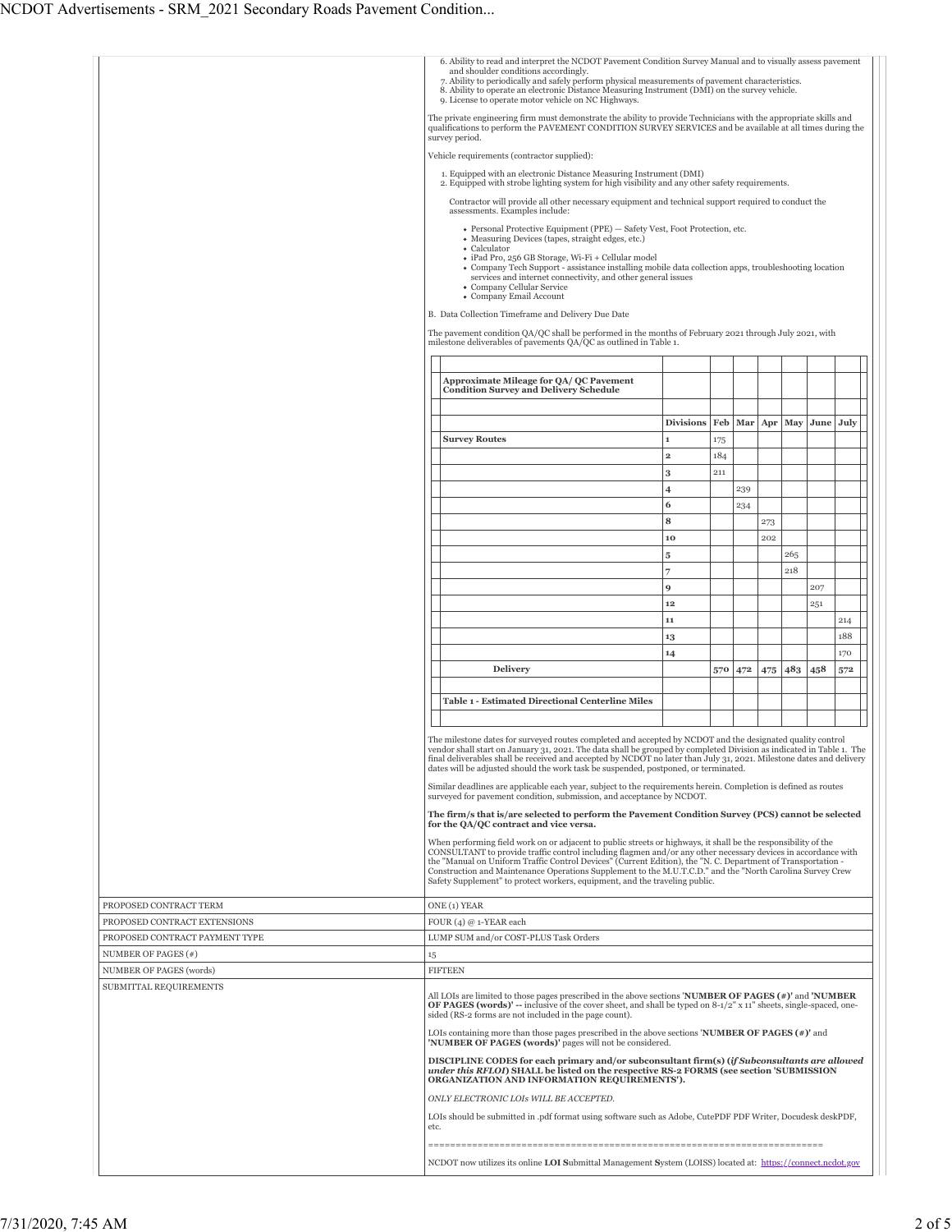6. Ability to read and interpret the NCDOT Pavement Condition Survey Manual and to visually assess pavement and shoulder conditions accordingly.
7. Ability to periodically and safely perform physical measurements of pavement characteristics.
8. Ability to operate an electronic Distance Measuring Instrument (DMI) on the survey vehicle.
9. License to operate motor vehicle on NC Highways.

The private engineering firm must demonstrate the ability to provide Technicians with the appropriate skills and qualifications to perform the PAVEMENT CONDITION SURVEY SERVICES and be available at all times during the survey period.

Vehicle requirements (contractor supplied):

1. Equipped with an electronic Distance Measuring Instrument (DMI)
2. Equipped with strobe lighting system for high visibility and any other safety requirements.

Contractor will provide all other necessary equipment and technical support required to conduct the assessments. Examples include:

- Personal Protective Equipment (PPE) — Safety Vest, Foot Protection, etc.
- Measuring Devices (tapes, straight edges, etc.)
- Calculator
- iPad Pro, 256 GB Storage, Wi-Fi + Cellular model
- Company Tech Support - assistance installing mobile data collection apps, troubleshooting location services and internet connectivity, and other general issues
- Company Cellular Service
- Company Email Account

B. Data Collection Timeframe and Delivery Due Date

The pavement condition QA/QC shall be performed in the months of February 2021 through July 2021, with milestone deliverables of pavements QA/QC as outlined in Table 1.

| **Approximate Mileage for QA/ QC Pavement Condition Survey and Delivery Schedule** | | | | | | | |
|---|---|---|---|---|---|---|---|
| | **Divisions** | **Feb** | **Mar** | **Apr** | **May** | **June** | **July** |
| **Survey Routes** | **1** | 175 | | | | | |
| | **2** | 184 | | | | | |
| | **3** | 211 | | | | | |
| | **4** | | 239 | | | | |
| | **6** | | 234 | | | | |
| | **8** | | | 273 | | | |
| | **10** | | | 202 | | | |
| | **5** | | | | 265 | | |
| | **7** | | | | 218 | | |
| | **9** | | | | | 207 | |
| | **12** | | | | | 251 | |
| | **11** | | | | | | 214 |
| | **13** | | | | | | 188 |
| | **14** | | | | | | 170 |
| **Delivery** | | **570** | **472** | **475** | **483** | **458** | **572** |
| **Table 1 - Estimated Directional Centerline Miles** | | | | | | | |

The milestone dates for surveyed routes completed and accepted by NCDOT and the designated quality control vendor shall start on January 31, 2021. The data shall be grouped by completed Division as indicated in Table 1. The final deliverables shall be received and accepted by NCDOT no later than July 31, 2021. Milestone dates and delivery dates will be adjusted should the work task be suspended, postponed, or terminated.

Similar deadlines are applicable each year, subject to the requirements herein. Completion is defined as routes surveyed for pavement condition, submission, and acceptance by NCDOT.

**The firm/s that is/are selected to perform the Pavement Condition Survey (PCS) cannot be selected for the QA/QC contract and vice versa.**

When performing field work on or adjacent to public streets or highways, it shall be the responsibility of the CONSULTANT to provide traffic control including flagmen and/or any other necessary devices in accordance with the "Manual on Uniform Traffic Control Devices" (Current Edition), the "N. C. Department of Transportation - Construction and Maintenance Operations Supplement to the M.U.T.C.D." and the "North Carolina Survey Crew Safety Supplement" to protect workers, equipment, and the traveling public.

| | |
|---|---|
| PROPOSED CONTRACT TERM | ONE (1) YEAR |
| PROPOSED CONTRACT EXTENSIONS | FOUR (4) @ 1-YEAR each |
| PROPOSED CONTRACT PAYMENT TYPE | LUMP SUM and/or COST-PLUS Task Orders |
| NUMBER OF PAGES (#) | 15 |
| NUMBER OF PAGES (words) | FIFTEEN |
| SUBMITTAL REQUIREMENTS | All LOIs are limited to those pages prescribed in the above sections '**NUMBER OF PAGES (#)**' and '**NUMBER OF PAGES (words)**' -- inclusive of the cover sheet, and shall be typed on 8-1/2" x 11" sheets, single-spaced, one-sided (RS-2 forms are not included in the page count).<br><br>LOIs containing more than those pages prescribed in the above sections '**NUMBER OF PAGES (#)**' and '**NUMBER OF PAGES (words)**' pages will not be considered.<br><br>**DISCIPLINE CODES for each primary and/or subconsultant firm(s) (*if Subconsultants are allowed under this RFLOI*) SHALL be listed on the respective RS-2 FORMS (see section 'SUBMISSION ORGANIZATION AND INFORMATION REQUIREMENTS').**<br><br>*ONLY ELECTRONIC LOIs WILL BE ACCEPTED.*<br><br>LOIs should be submitted in .pdf format using software such as Adobe, CutePDF PDF Writer, Docudesk deskPDF, etc.<br><br>======================================================================<br><br>NCDOT now utilizes its online **LOI S**ubmittal Management **S**ystem (LOISS) located at: https://connect.ncdot.gov |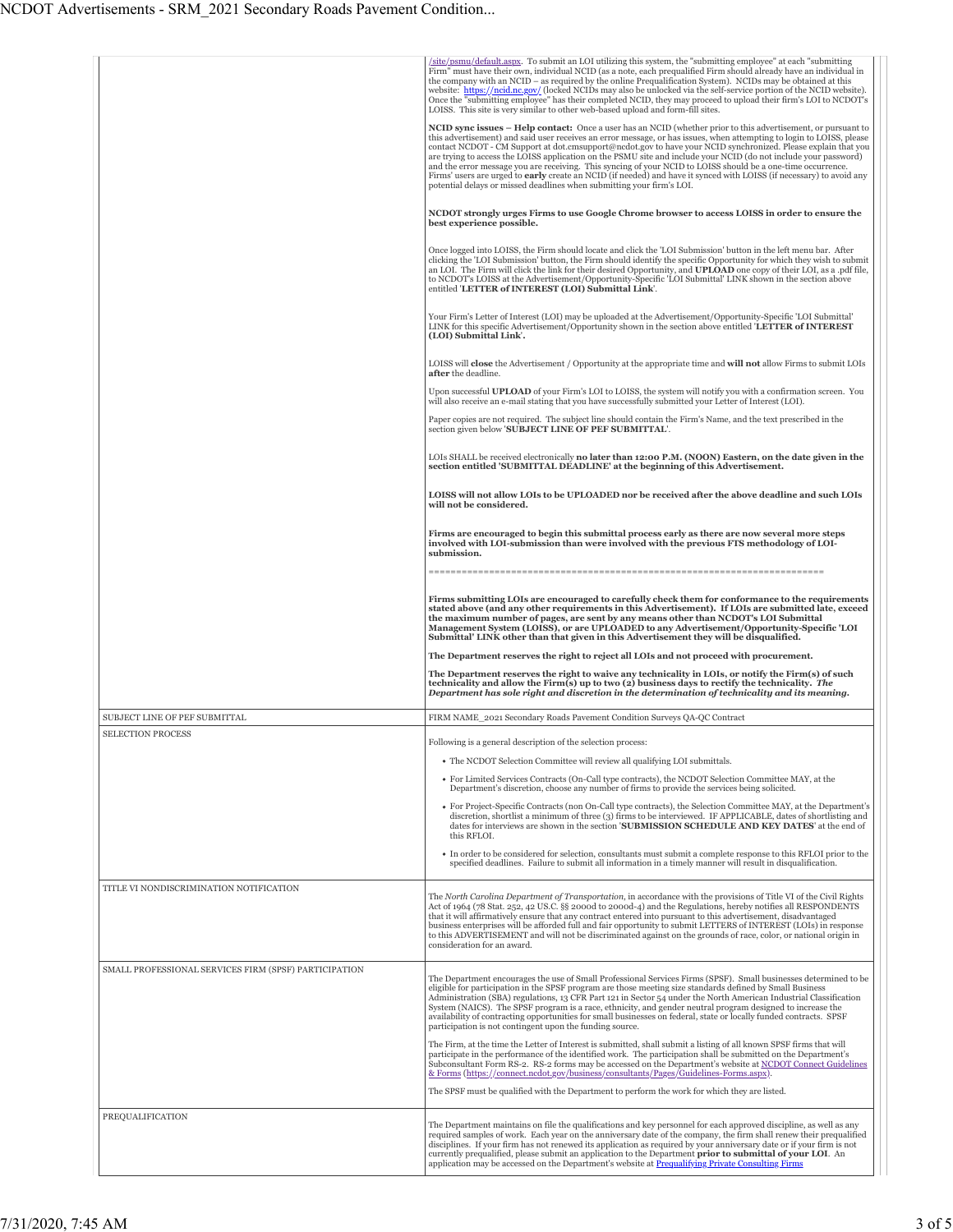| | |
|---|---|
| | /site/psmu/default.aspx. To submit an LOI utilizing this system, the "submitting employee" at each "submitting Firm" must have their own, individual NCID (as a note, each prequalified Firm should already have an individual in the company with an NCID – as required by the online Prequalification System). NCIDs may be obtained at this website: https://ncid.nc.gov/ (locked NCIDs may also be unlocked via the self-service portion of the NCID website). Once the "submitting employee" has their completed NCID, they may proceed to upload their firm's LOI to NCDOT's LOISS. This site is very similar to other web-based upload and form-fill sites.<br><br>**NCID sync issues – Help contact:** Once a user has an NCID (whether prior to this advertisement, or pursuant to this advertisement) and said user receives an error message, or has issues, when attempting to login to LOISS, please contact NCDOT - CM Support at dot.cmsupport@ncdot.gov to have your NCID synchronized. Please explain that you are trying to access the LOISS application on the PSMU site and include your NCID (do not include your password) and the error message you are receiving. This syncing of your NCID to LOISS should be a one-time occurrence. Firms' users are urged to **early** create an NCID (if needed) and have it synced with LOISS (if necessary) to avoid any potential delays or missed deadlines when submitting your firm's LOI.<br><br>**NCDOT strongly urges Firms to use Google Chrome browser to access LOISS in order to ensure the best experience possible.**<br><br>Once logged into LOISS, the Firm should locate and click the 'LOI Submission' button in the left menu bar. After clicking the 'LOI Submission' button, the Firm should identify the specific Opportunity for which they wish to submit an LOI. The Firm will click the link for their desired Opportunity, and **UPLOAD** one copy of their LOI, as a .pdf file, to NCDOT's LOISS at the Advertisement/Opportunity-Specific 'LOI Submittal' LINK shown in the section above entitled '**LETTER of INTEREST (LOI) Submittal Link**'.<br><br>Your Firm's Letter of Interest (LOI) may be uploaded at the Advertisement/Opportunity-Specific 'LOI Submittal' LINK for this specific Advertisement/Opportunity shown in the section above entitled '**LETTER of INTEREST (LOI) Submittal Link**'.<br><br>LOISS will **close** the Advertisement / Opportunity at the appropriate time and **will not** allow Firms to submit LOIs **after** the deadline.<br><br>Upon successful **UPLOAD** of your Firm's LOI to LOISS, the system will notify you with a confirmation screen. You will also receive an e-mail stating that you have successfully submitted your Letter of Interest (LOI).<br><br>Paper copies are not required. The subject line should contain the Firm's Name, and the text prescribed in the section given below '**SUBJECT LINE OF PEF SUBMITTAL**'.<br><br>LOIs SHALL be received electronically **no later than 12:00 P.M. (NOON) Eastern, on the date given in the section entitled 'SUBMITTAL DEADLINE' at the beginning of this Advertisement.**<br><br>**LOISS will not allow LOIs to be UPLOADED nor be received after the above deadline and such LOIs will not be considered.**<br><br>**Firms are encouraged to begin this submittal process early as there are now several more steps involved with LOI-submission than were involved with the previous FTS methodology of LOI-submission.**<br><br>========================================================================<br><br>**Firms submitting LOIs are encouraged to carefully check them for conformance to the requirements stated above (and any other requirements in this Advertisement). If LOIs are submitted late, exceed the maximum number of pages, are sent by any means other than NCDOT's LOI Submittal Management System (LOISS), or are UPLOADED to any Advertisement/Opportunity-Specific 'LOI Submittal' LINK other than that given in this Advertisement they will be disqualified.**<br><br>**The Department reserves the right to reject all LOIs and not proceed with procurement.**<br><br>**The Department reserves the right to waive any technicality in LOIs, or notify the Firm(s) of such technicality and allow the Firm(s) up to two (2) business days to rectify the technicality.** ***The Department has sole right and discretion in the determination of technicality and its meaning.*** |
| SUBJECT LINE OF PEF SUBMITTAL | FIRM NAME_2021 Secondary Roads Pavement Condition Surveys QA-QC Contract |
| SELECTION PROCESS | Following is a general description of the selection process:<br><br>• The NCDOT Selection Committee will review all qualifying LOI submittals.<br>• For Limited Services Contracts (On-Call type contracts), the NCDOT Selection Committee MAY, at the Department's discretion, choose any number of firms to provide the services being solicited.<br>• For Project-Specific Contracts (non On-Call type contracts), the Selection Committee MAY, at the Department's discretion, shortlist a minimum of three (3) firms to be interviewed. IF APPLICABLE, dates of shortlisting and dates for interviews are shown in the section '**SUBMISSION SCHEDULE AND KEY DATES**' at the end of this RFLOI.<br>• In order to be considered for selection, consultants must submit a complete response to this RFLOI prior to the specified deadlines. Failure to submit all information in a timely manner will result in disqualification. |
| TITLE VI NONDISCRIMINATION NOTIFICATION | The *North Carolina Department of Transportation*, in accordance with the provisions of Title VI of the Civil Rights Act of 1964 (78 Stat. 252, 42 US.C. §§ 2000d to 2000d-4) and the Regulations, hereby notifies all RESPONDENTS that it will affirmatively ensure that any contract entered into pursuant to this advertisement, disadvantaged business enterprises will be afforded full and fair opportunity to submit LETTERS of INTEREST (LOIs) in response to this ADVERTISEMENT and will not be discriminated against on the grounds of race, color, or national origin in consideration for an award. |
| SMALL PROFESSIONAL SERVICES FIRM (SPSF) PARTICIPATION | The Department encourages the use of Small Professional Services Firms (SPSF). Small businesses determined to be eligible for participation in the SPSF program are those meeting size standards defined by Small Business Administration (SBA) regulations, 13 CFR Part 121 in Sector 54 under the North American Industrial Classification System (NAICS). The SPSF program is a race, ethnicity, and gender neutral program designed to increase the availability of contracting opportunities for small businesses on federal, state or locally funded contracts. SPSF participation is not contingent upon the funding source.<br><br>The Firm, at the time the Letter of Interest is submitted, shall submit a listing of all known SPSF firms that will participate in the performance of the identified work. The participation shall be submitted on the Department's Subconsultant Form RS-2. RS-2 forms may be accessed on the Department's website at NCDOT Connect Guidelines & Forms (https://connect.ncdot.gov/business/consultants/Pages/Guidelines-Forms.aspx).<br><br>The SPSF must be qualified with the Department to perform the work for which they are listed. |
| PREQUALIFICATION | The Department maintains on file the qualifications and key personnel for each approved discipline, as well as any required samples of work. Each year on the anniversary date of the company, the firm shall renew their prequalified disciplines. If your firm has not renewed its application as required by your anniversary date or if your firm is not currently prequalified, please submit an application to the Department **prior to submittal of your LOI**. An application may be accessed on the Department's website at Prequalifying Private Consulting Firms |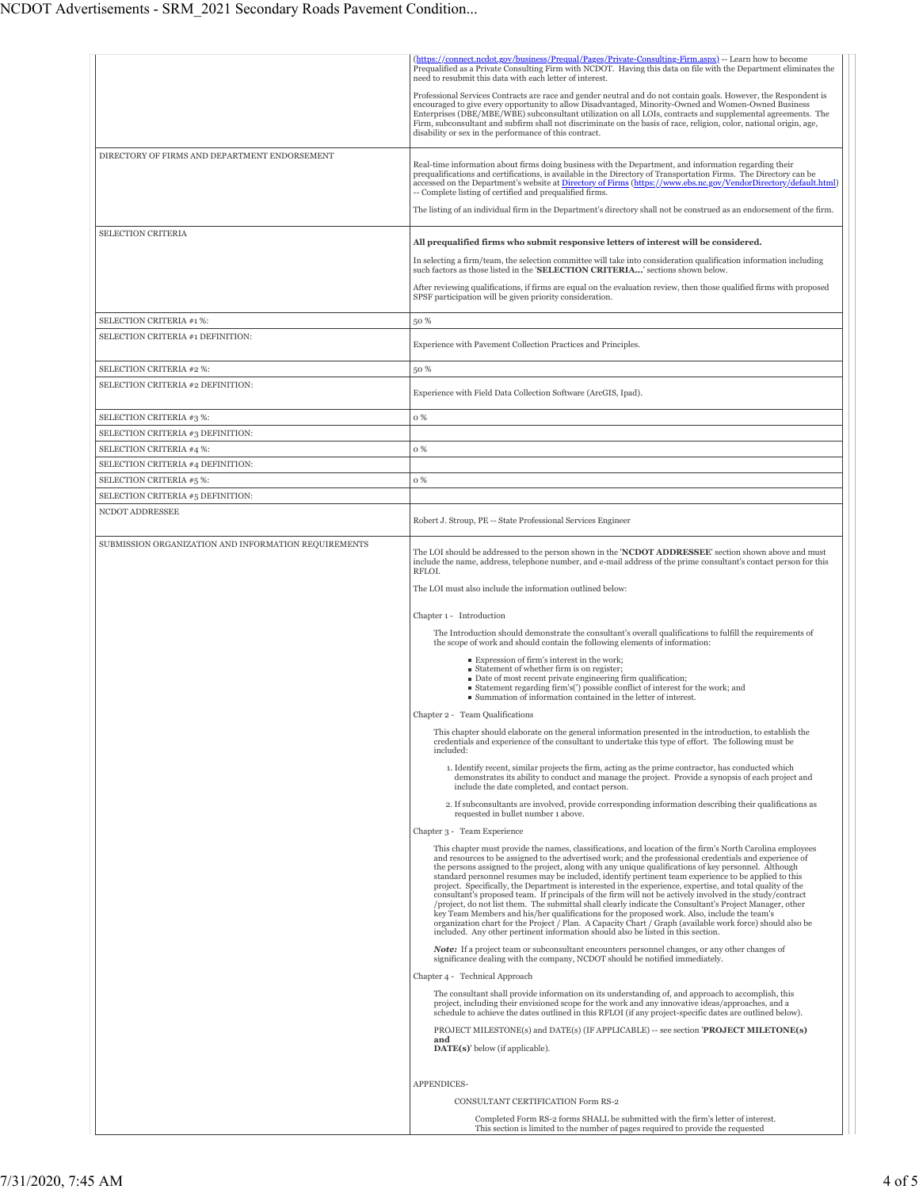| | |
|---|---|
| | (https://connect.ncdot.gov/business/Prequal/Pages/Private-Consulting-Firm.aspx) -- Learn how to become Prequalified as a Private Consulting Firm with NCDOT. Having this data on file with the Department eliminates the need to resubmit this data with each letter of interest.<br><br>Professional Services Contracts are race and gender neutral and do not contain goals. However, the Respondent is encouraged to give every opportunity to allow Disadvantaged, Minority-Owned and Women-Owned Business Enterprises (DBE/MBE/WBE) subconsultant utilization on all LOIs, contracts and supplemental agreements. The Firm, subconsultant and subfirm shall not discriminate on the basis of race, religion, color, national origin, age, disability or sex in the performance of this contract. |
| DIRECTORY OF FIRMS AND DEPARTMENT ENDORSEMENT | Real-time information about firms doing business with the Department, and information regarding their prequalifications and certifications, is available in the Directory of Transportation Firms. The Directory can be accessed on the Department's website at Directory of Firms (https://www.ebs.nc.gov/VendorDirectory/default.html) -- Complete listing of certified and prequalified firms.<br><br>The listing of an individual firm in the Department's directory shall not be construed as an endorsement of the firm. |
| SELECTION CRITERIA | **All prequalified firms who submit responsive letters of interest will be considered.**<br><br>In selecting a firm/team, the selection committee will take into consideration qualification information including such factors as those listed in the '**SELECTION CRITERIA...**' sections shown below.<br><br>After reviewing qualifications, if firms are equal on the evaluation review, then those qualified firms with proposed SPSF participation will be given priority consideration. |
| SELECTION CRITERIA #1 %: | 50 % |
| SELECTION CRITERIA #1 DEFINITION: | Experience with Pavement Collection Practices and Principles. |
| SELECTION CRITERIA #2 %: | 50 % |
| SELECTION CRITERIA #2 DEFINITION: | Experience with Field Data Collection Software (ArcGIS, Ipad). |
| SELECTION CRITERIA #3 %: | 0 % |
| SELECTION CRITERIA #3 DEFINITION: | |
| SELECTION CRITERIA #4 %: | 0 % |
| SELECTION CRITERIA #4 DEFINITION: | |
| SELECTION CRITERIA #5 %: | 0 % |
| SELECTION CRITERIA #5 DEFINITION: | |
| NCDOT ADDRESSEE | Robert J. Stroup, PE -- State Professional Services Engineer |
| SUBMISSION ORGANIZATION AND INFORMATION REQUIREMENTS | The LOI should be addressed to the person shown in the '**NCDOT ADDRESSEE**' section shown above and must include the name, address, telephone number, and e-mail address of the prime consultant's contact person for this RFLOI.<br><br>The LOI must also include the information outlined below:<br><br>Chapter 1 - Introduction<br><br>The Introduction should demonstrate the consultant's overall qualifications to fulfill the requirements of the scope of work and should contain the following elements of information:<br>- Expression of firm's interest in the work;<br>- Statement of whether firm is on register;<br>- Date of most recent private engineering firm qualification;<br>- Statement regarding firm's(') possible conflict of interest for the work; and<br>- Summation of information contained in the letter of interest.<br><br>Chapter 2 - Team Qualifications<br><br>This chapter should elaborate on the general information presented in the introduction, to establish the credentials and experience of the consultant to undertake this type of effort. The following must be included:<br><br>1. Identify recent, similar projects the firm, acting as the prime contractor, has conducted which demonstrates its ability to conduct and manage the project. Provide a synopsis of each project and include the date completed, and contact person.<br><br>2. If subconsultants are involved, provide corresponding information describing their qualifications as requested in bullet number 1 above.<br><br>Chapter 3 - Team Experience<br><br>This chapter must provide the names, classifications, and location of the firm's North Carolina employees and resources to be assigned to the advertised work; and the professional credentials and experience of the persons assigned to the project, along with any unique qualifications of key personnel. Although standard personnel resumes may be included, identify pertinent team experience to be applied to this project. Specifically, the Department is interested in the experience, expertise, and total quality of the consultant's proposed team. If principals of the firm will not be actively involved in the study/contract /project, do not list them. The submittal shall clearly indicate the Consultant's Project Manager, other key Team Members and his/her qualifications for the proposed work. Also, include the team's organization chart for the Project / Plan. A Capacity Chart / Graph (available work force) should also be included. Any other pertinent information should also be listed in this section.<br><br>***Note:*** If a project team or subconsultant encounters personnel changes, or any other changes of significance dealing with the company, NCDOT should be notified immediately.<br><br>Chapter 4 - Technical Approach<br><br>The consultant shall provide information on its understanding of, and approach to accomplish, this project, including their envisioned scope for the work and any innovative ideas/approaches, and a schedule to achieve the dates outlined in this RFLOI (if any project-specific dates are outlined below).<br><br>PROJECT MILESTONE(s) and DATE(s) (IF APPLICABLE) -- see section '**PROJECT MILETONE(s) and DATE(s)**' below (if applicable).<br><br>APPENDICES-<br><br>CONSULTANT CERTIFICATION Form RS-2<br><br>Completed Form RS-2 forms SHALL be submitted with the firm's letter of interest. This section is limited to the number of pages required to provide the requested |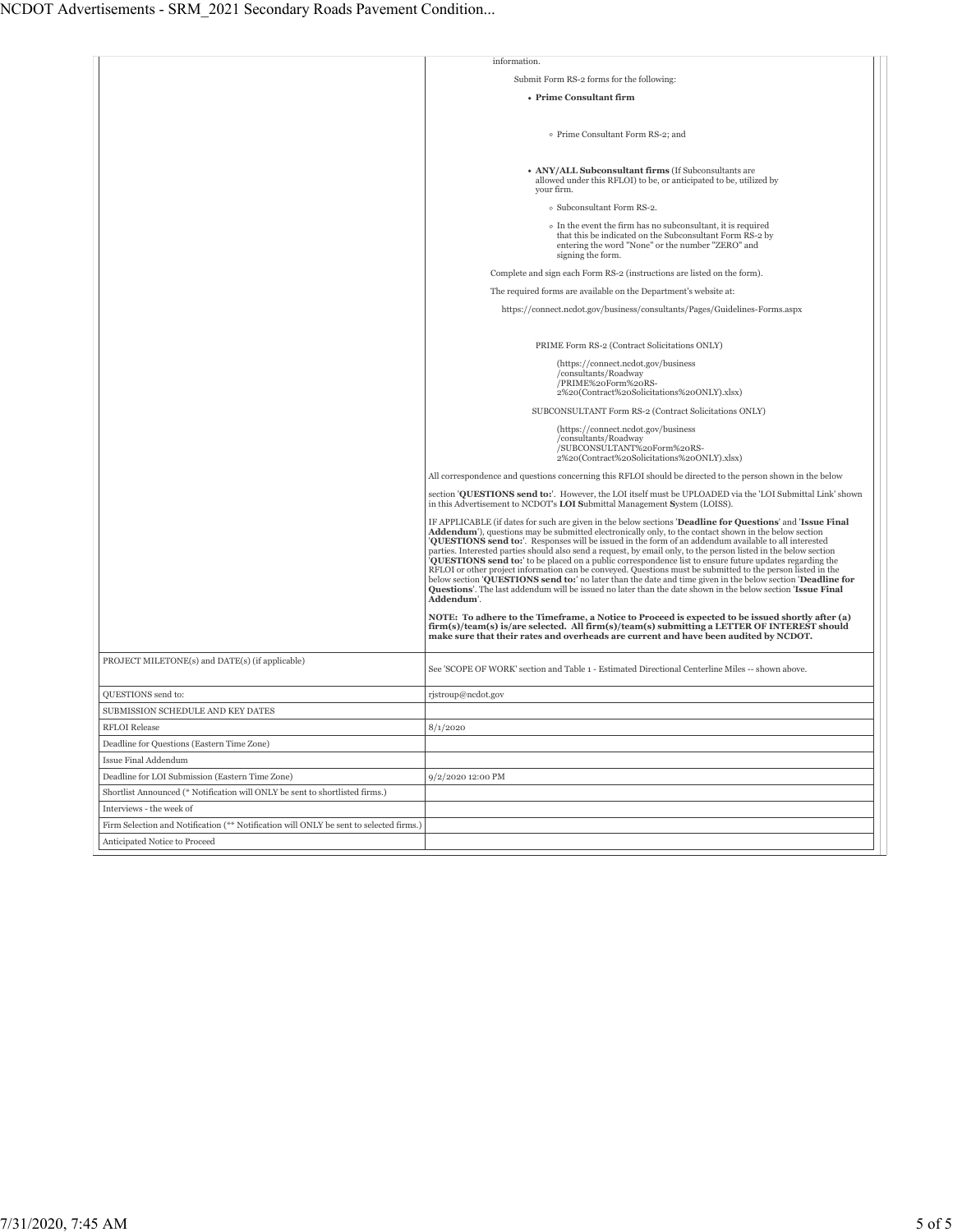| | |
|---|---|
| | information.<br><br>Submit Form RS-2 forms for the following:<br><br>- **Prime Consultant firm**<br>  - Prime Consultant Form RS-2; and<br>- **ANY/ALL Subconsultant firms** (If Subconsultants are allowed under this RFLOI) to be, or anticipated to be, utilized by your firm.<br>  - Subconsultant Form RS-2.<br>  - In the event the firm has no subconsultant, it is required that this be indicated on the Subconsultant Form RS-2 by entering the word "None" or the number "ZERO" and signing the form.<br><br>Complete and sign each Form RS-2 (instructions are listed on the form).<br><br>The required forms are available on the Department's website at:<br><br>https://connect.ncdot.gov/business/consultants/Pages/Guidelines-Forms.aspx<br><br>PRIME Form RS-2 (Contract Solicitations ONLY)<br><br>(https://connect.ncdot.gov/business/consultants/Roadway/PRIME%20Form%20RS-2%20(Contract%20Solicitations%20ONLY).xlsx)<br><br>SUBCONSULTANT Form RS-2 (Contract Solicitations ONLY)<br><br>(https://connect.ncdot.gov/business/consultants/Roadway/SUBCONSULTANT%20Form%20RS-2%20(Contract%20Solicitations%20ONLY).xlsx)<br><br>All correspondence and questions concerning this RFLOI should be directed to the person shown in the below section '**QUESTIONS send to:**'. However, the LOI itself must be UPLOADED via the 'LOI Submittal Link' shown in this Advertisement to NCDOT's **LOI S**ubmittal Management **S**ystem (LOISS).<br><br>IF APPLICABLE (if dates for such are given in the below sections '**Deadline for Questions**' and '**Issue Final Addendum**'), questions may be submitted electronically only, to the contact shown in the below section '**QUESTIONS send to:**'. Responses will be issued in the form of an addendum available to all interested parties. Interested parties should also send a request, by email only, to the person listed in the below section '**QUESTIONS send to:**' to be placed on a public correspondence list to ensure future updates regarding the RFLOI or other project information can be conveyed. Questions must be submitted to the person listed in the below section '**QUESTIONS send to:**' no later than the date and time given in the below section '**Deadline for Questions**'. The last addendum will be issued no later than the date shown in the below section '**Issue Final Addendum**'.<br><br>**NOTE: To adhere to the Timeframe, a Notice to Proceed is expected to be issued shortly after (a) firm(s)/team(s) is/are selected. All firm(s)/team(s) submitting a LETTER OF INTEREST should make sure that their rates and overheads are current and have been audited by NCDOT.** |
| PROJECT MILETONE(s) and DATE(s) (if applicable) | See 'SCOPE OF WORK' section and Table 1 - Estimated Directional Centerline Miles -- shown above. |
| QUESTIONS send to: | rjstroup@ncdot.gov |
| SUBMISSION SCHEDULE AND KEY DATES | |
| RFLOI Release | 8/1/2020 |
| Deadline for Questions (Eastern Time Zone) | |
| Issue Final Addendum | |
| Deadline for LOI Submission (Eastern Time Zone) | 9/2/2020 12:00 PM |
| Shortlist Announced (* Notification will ONLY be sent to shortlisted firms.) | |
| Interviews - the week of | |
| Firm Selection and Notification (** Notification will ONLY be sent to selected firms.) | |
| Anticipated Notice to Proceed | |